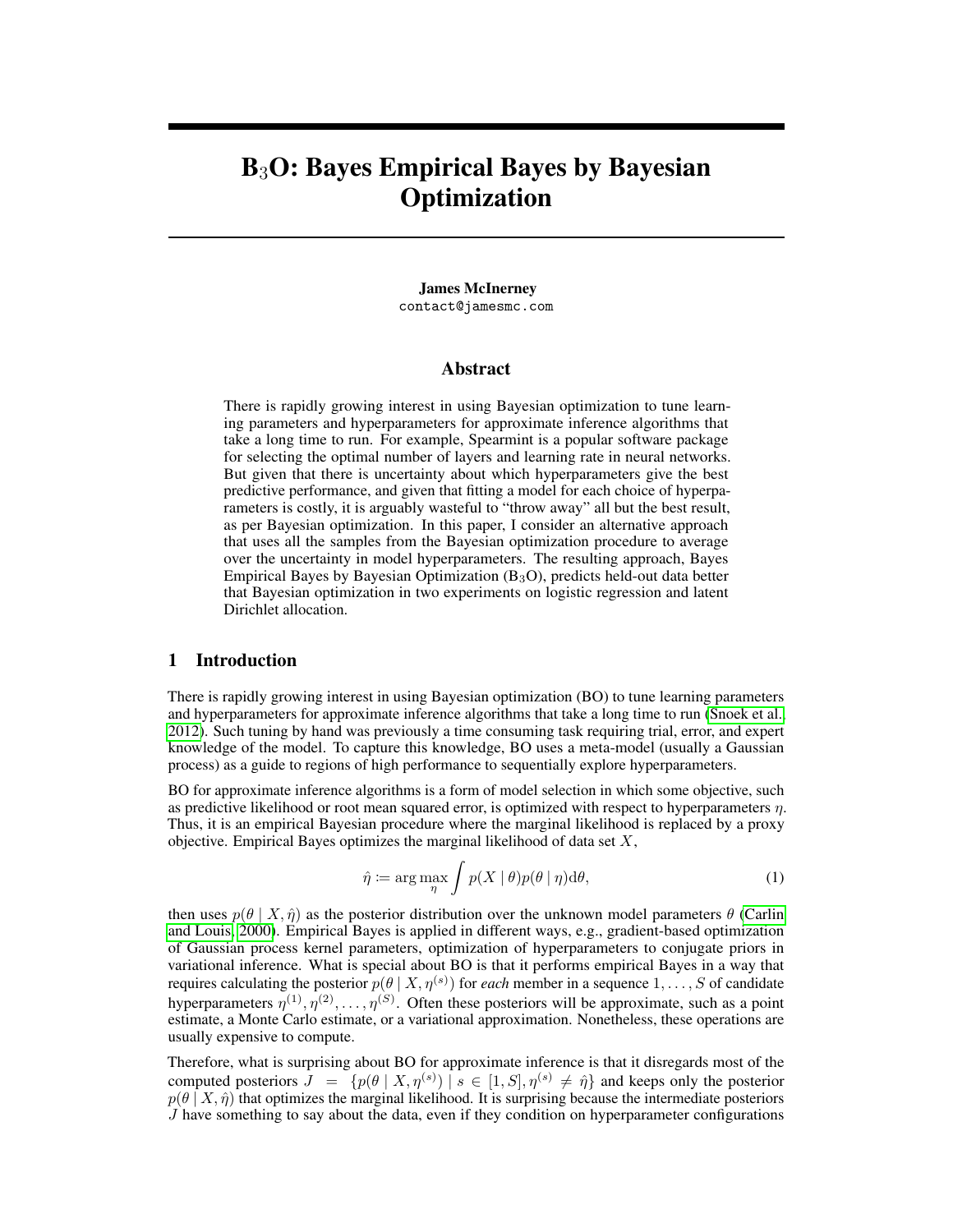# $B_3O$: Bayes Empirical Bayes by Bayesian Optimization

**James McInerney**
contact@jamesmc.com

## Abstract

There is rapidly growing interest in using Bayesian optimization to tune learning parameters and hyperparameters for approximate inference algorithms that take a long time to run. For example, Spearmint is a popular software package for selecting the optimal number of layers and learning rate in neural networks. But given that there is uncertainty about which hyperparameters give the best predictive performance, and given that fitting a model for each choice of hyperparameters is costly, it is arguably wasteful to "throw away" all but the best result, as per Bayesian optimization. In this paper, I consider an alternative approach that uses all the samples from the Bayesian optimization procedure to average over the uncertainty in model hyperparameters. The resulting approach, Bayes Empirical Bayes by Bayesian Optimization ($B_3O$), predicts held-out data better that Bayesian optimization in two experiments on logistic regression and latent Dirichlet allocation.

## 1 Introduction

There is rapidly growing interest in using Bayesian optimization (BO) to tune learning parameters and hyperparameters for approximate inference algorithms that take a long time to run (Snoek et al., 2012). Such tuning by hand was previously a time consuming task requiring trial, error, and expert knowledge of the model. To capture this knowledge, BO uses a meta-model (usually a Gaussian process) as a guide to regions of high performance to sequentially explore hyperparameters.

BO for approximate inference algorithms is a form of model selection in which some objective, such as predictive likelihood or root mean squared error, is optimized with respect to hyperparameters $\eta$. Thus, it is an empirical Bayesian procedure where the marginal likelihood is replaced by a proxy objective. Empirical Bayes optimizes the marginal likelihood of data set $X$,

$$\hat{\eta} \coloneqq \arg\max_{\eta} \int p(X \mid \theta) p(\theta \mid \eta) \mathrm{d}\theta, \tag{1}$$

then uses $p(\theta \mid X, \hat{\eta})$ as the posterior distribution over the unknown model parameters $\theta$ (Carlin and Louis, 2000). Empirical Bayes is applied in different ways, e.g., gradient-based optimization of Gaussian process kernel parameters, optimization of hyperparameters to conjugate priors in variational inference. What is special about BO is that it performs empirical Bayes in a way that requires calculating the posterior $p(\theta \mid X, \eta^{(s)})$ for *each* member in a sequence $1, \ldots, S$ of candidate hyperparameters $\eta^{(1)}, \eta^{(2)}, \ldots, \eta^{(S)}$. Often these posteriors will be approximate, such as a point estimate, a Monte Carlo estimate, or a variational approximation. Nonetheless, these operations are usually expensive to compute.

Therefore, what is surprising about BO for approximate inference is that it disregards most of the computed posteriors $J = \{p(\theta \mid X, \eta^{(s)}) \mid s \in [1, S], \eta^{(s)} \neq \hat{\eta}\}$ and keeps only the posterior $p(\theta \mid X, \hat{\eta})$ that optimizes the marginal likelihood. It is surprising because the intermediate posteriors $J$ have something to say about the data, even if they condition on hyperparameter configurations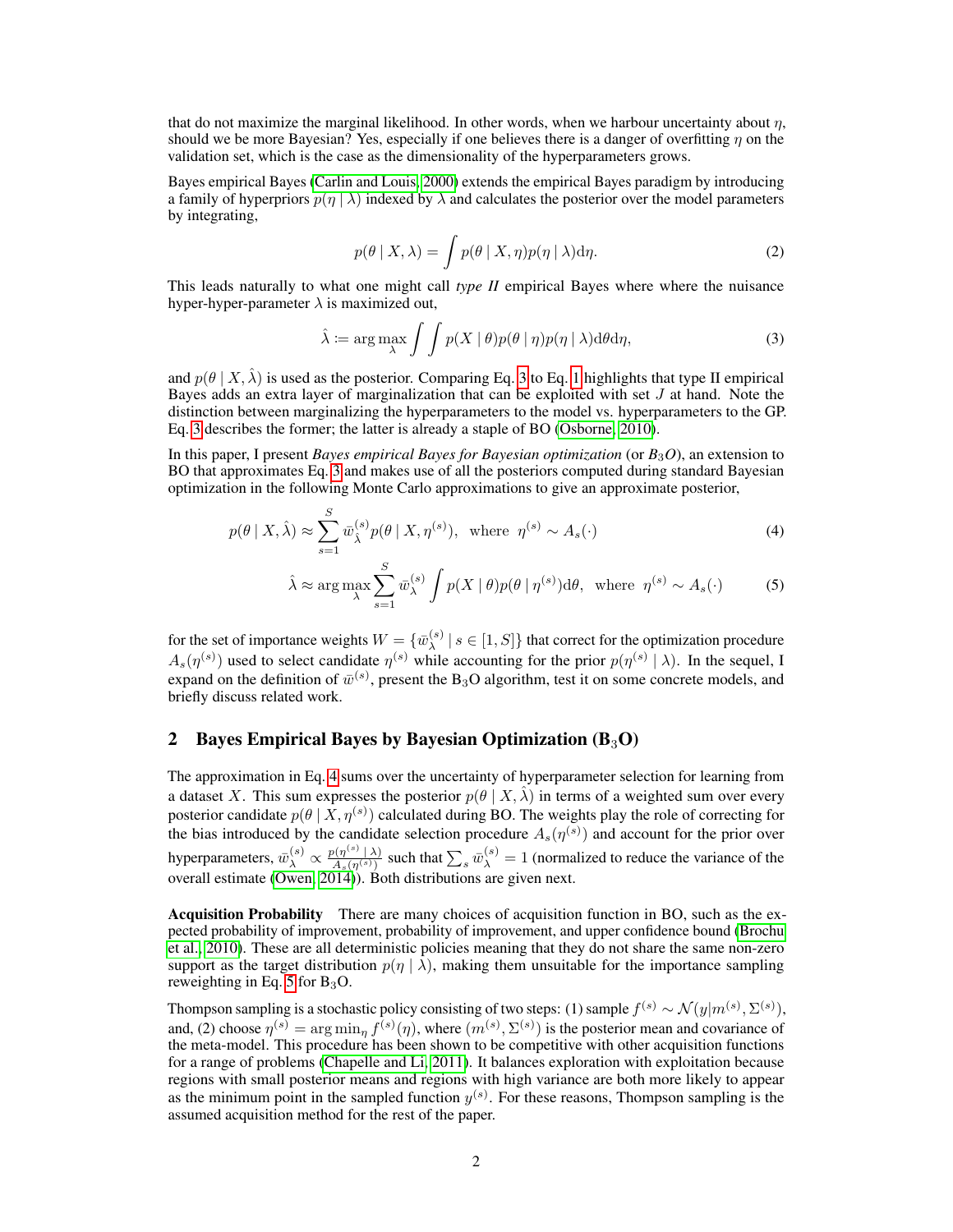that do not maximize the marginal likelihood. In other words, when we harbour uncertainty about $\eta$, should we be more Bayesian? Yes, especially if one believes there is a danger of overfitting $\eta$ on the validation set, which is the case as the dimensionality of the hyperparameters grows.

Bayes empirical Bayes (Carlin and Louis, 2000) extends the empirical Bayes paradigm by introducing a family of hyperpriors $p(\eta \mid \lambda)$ indexed by $\lambda$ and calculates the posterior over the model parameters by integrating,

$$p(\theta \mid X, \lambda) = \int p(\theta \mid X, \eta) p(\eta \mid \lambda) \mathrm{d}\eta. \tag{2}$$

This leads naturally to what one might call *type II* empirical Bayes where where the nuisance hyper-hyper-parameter $\lambda$ is maximized out,

$$\hat{\lambda} := \arg\max_{\lambda} \int \int p(X \mid \theta) p(\theta \mid \eta) p(\eta \mid \lambda) \mathrm{d}\theta \mathrm{d}\eta, \tag{3}$$

and $p(\theta \mid X, \hat{\lambda})$ is used as the posterior. Comparing Eq. 3 to Eq. 1 highlights that type II empirical Bayes adds an extra layer of marginalization that can be exploited with set $J$ at hand. Note the distinction between marginalizing the hyperparameters to the model vs. hyperparameters to the GP. Eq. 3 describes the former; the latter is already a staple of BO (Osborne, 2010).

In this paper, I present *Bayes empirical Bayes for Bayesian optimization* (or *$B_3O$*), an extension to BO that approximates Eq. 3 and makes use of all the posteriors computed during standard Bayesian optimization in the following Monte Carlo approximations to give an approximate posterior,

$$p(\theta \mid X, \hat{\lambda}) \approx \sum_{s=1}^{S} \bar{w}_{\hat{\lambda}}^{(s)} p(\theta \mid X, \eta^{(s)}), \quad \text{where} \quad \eta^{(s)} \sim A_s(\cdot) \tag{4}$$

$$\hat{\lambda} \approx \arg\max_{\lambda} \sum_{s=1}^{S} \bar{w}_{\lambda}^{(s)} \int p(X \mid \theta) p(\theta \mid \eta^{(s)}) \mathrm{d}\theta, \quad \text{where} \quad \eta^{(s)} \sim A_s(\cdot) \tag{5}$$

for the set of importance weights $W = \{\bar{w}_{\lambda}^{(s)} \mid s \in [1, S]\}$ that correct for the optimization procedure $A_s(\eta^{(s)})$ used to select candidate $\eta^{(s)}$ while accounting for the prior $p(\eta^{(s)} \mid \lambda)$. In the sequel, I expand on the definition of $\bar{w}^{(s)}$, present the $B_3O$ algorithm, test it on some concrete models, and briefly discuss related work.

## 2 Bayes Empirical Bayes by Bayesian Optimization ($B_3O$)

The approximation in Eq. 4 sums over the uncertainty of hyperparameter selection for learning from a dataset $X$. This sum expresses the posterior $p(\theta \mid X, \hat{\lambda})$ in terms of a weighted sum over every posterior candidate $p(\theta \mid X, \eta^{(s)})$ calculated during BO. The weights play the role of correcting for the bias introduced by the candidate selection procedure $A_s(\eta^{(s)})$ and account for the prior over hyperparameters, $\bar{w}_{\lambda}^{(s)} \propto \frac{p(\eta^{(s)} \mid \lambda)}{A_s(\eta^{(s)})}$ such that $\sum_s \bar{w}_{\lambda}^{(s)} = 1$ (normalized to reduce the variance of the overall estimate (Owen, 2014)). Both distributions are given next.

**Acquisition Probability** There are many choices of acquisition function in BO, such as the expected probability of improvement, probability of improvement, and upper confidence bound (Brochu et al., 2010). These are all deterministic policies meaning that they do not share the same non-zero support as the target distribution $p(\eta \mid \lambda)$, making them unsuitable for the importance sampling reweighting in Eq. 5 for $B_3O$.

Thompson sampling is a stochastic policy consisting of two steps: (1) sample $f^{(s)} \sim \mathcal{N}(y|m^{(s)}, \Sigma^{(s)})$, and, (2) choose $\eta^{(s)} = \arg\min_{\eta} f^{(s)}(\eta)$, where $(m^{(s)}, \Sigma^{(s)})$ is the posterior mean and covariance of the meta-model. This procedure has been shown to be competitive with other acquisition functions for a range of problems (Chapelle and Li, 2011). It balances exploration with exploitation because regions with small posterior means and regions with high variance are both more likely to appear as the minimum point in the sampled function $y^{(s)}$. For these reasons, Thompson sampling is the assumed acquisition method for the rest of the paper.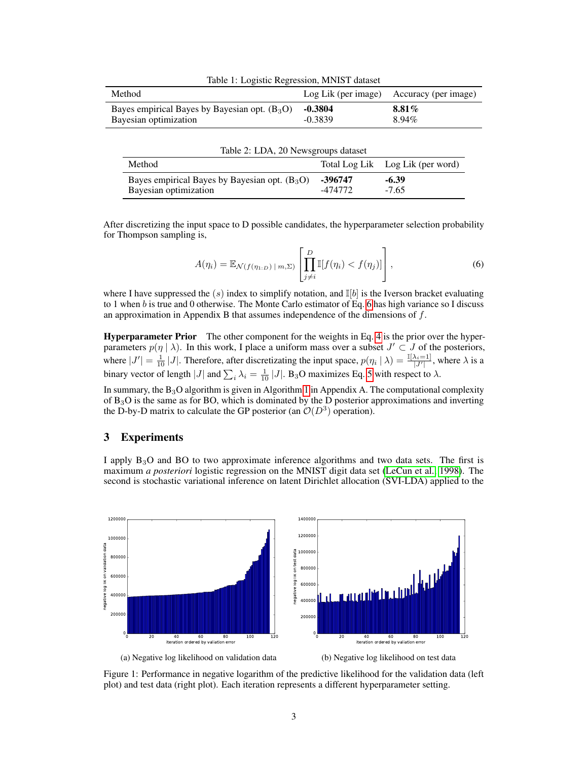Table 1: Logistic Regression, MNIST dataset

| Method | Log Lik (per image) | Accuracy (per image) |
|---|---|---|
| Bayes empirical Bayes by Bayesian opt. ($B_3O$) | **-0.3804** | **8.81%** |
| Bayesian optimization | -0.3839 | 8.94% |

Table 2: LDA, 20 Newsgroups dataset

| Method | Total Log Lik | Log Lik (per word) |
|---|---|---|
| Bayes empirical Bayes by Bayesian opt. ($B_3O$) | **-396747** | **-6.39** |
| Bayesian optimization | -474772 | -7.65 |

After discretizing the input space to D possible candidates, the hyperparameter selection probability for Thompson sampling is,

$$A(\eta_i) = \mathbb{E}_{\mathcal{N}(f(\eta_{1:D}) \mid m, \Sigma)} \left[ \prod_{j \neq i}^{D} \mathbb{I}[f(\eta_i) < f(\eta_j)] \right], \tag{6}$$

where I have suppressed the $(s)$ index to simplify notation, and $\mathbb{I}[b]$ is the Iverson bracket evaluating to 1 when $b$ is true and 0 otherwise. The Monte Carlo estimator of Eq. 6 has high variance so I discuss an approximation in Appendix B that assumes independence of the dimensions of $f$.

**Hyperparameter Prior** The other component for the weights in Eq. 4 is the prior over the hyperparameters $p(\eta \mid \lambda)$. In this work, I place a uniform mass over a subset $J' \subset J$ of the posteriors, where $|J'| = \frac{1}{10}|J|$. Therefore, after discretizating the input space, $p(\eta_i \mid \lambda) = \frac{\mathbb{I}[\lambda_i = 1]}{|J'|}$, where $\lambda$ is a binary vector of length $|J|$ and $\sum_i \lambda_i = \frac{1}{10}|J|$. $B_3O$ maximizes Eq. 5 with respect to $\lambda$.

In summary, the $B_3O$ algorithm is given in Algorithm 1 in Appendix A. The computational complexity of $B_3O$ is the same as for BO, which is dominated by the D posterior approximations and inverting the D-by-D matrix to calculate the GP posterior (an $\mathcal{O}(D^3)$ operation).

## 3 Experiments

I apply $B_3O$ and BO to two approximate inference algorithms and two data sets. The first is maximum *a posteriori* logistic regression on the MNIST digit data set (LeCun et al., 1998). The second is stochastic variational inference on latent Dirichlet allocation (SVI-LDA) applied to the

(a) Negative log likelihood on validation data

(b) Negative log likelihood on test data

Figure 1: Performance in negative logarithm of the predictive likelihood for the validation data (left plot) and test data (right plot). Each iteration represents a different hyperparameter setting.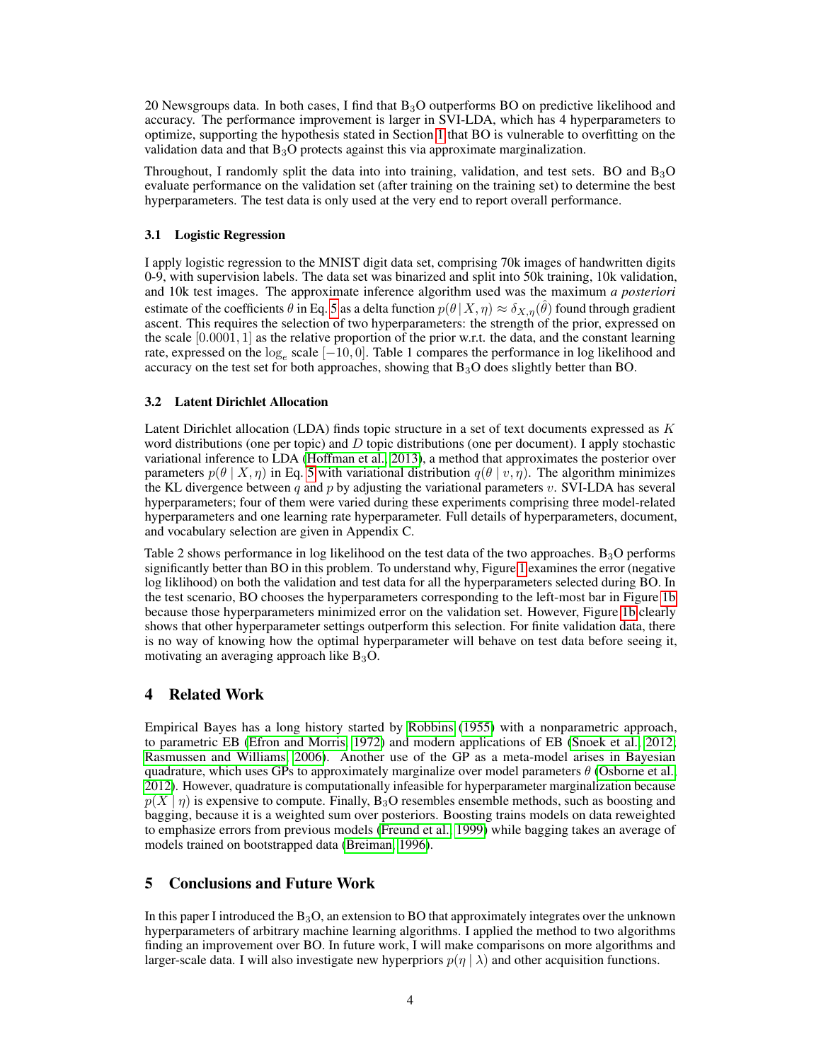20 Newsgroups data. In both cases, I find that $B_3O$ outperforms BO on predictive likelihood and accuracy. The performance improvement is larger in SVI-LDA, which has 4 hyperparameters to optimize, supporting the hypothesis stated in Section 1 that BO is vulnerable to overfitting on the validation data and that $B_3O$ protects against this via approximate marginalization.

Throughout, I randomly split the data into into training, validation, and test sets. BO and $B_3O$ evaluate performance on the validation set (after training on the training set) to determine the best hyperparameters. The test data is only used at the very end to report overall performance.

### 3.1 Logistic Regression

I apply logistic regression to the MNIST digit data set, comprising 70k images of handwritten digits 0-9, with supervision labels. The data set was binarized and split into 50k training, 10k validation, and 10k test images. The approximate inference algorithm used was the maximum *a posteriori* estimate of the coefficients $\theta$ in Eq. 5 as a delta function $p(\theta \mid X, \eta) \approx \delta_{X,\eta}(\hat{\theta})$ found through gradient ascent. This requires the selection of two hyperparameters: the strength of the prior, expressed on the scale $[0.0001, 1]$ as the relative proportion of the prior w.r.t. the data, and the constant learning rate, expressed on the $\log_e$ scale $[-10, 0]$. Table 1 compares the performance in log likelihood and accuracy on the test set for both approaches, showing that $B_3O$ does slightly better than BO.

### 3.2 Latent Dirichlet Allocation

Latent Dirichlet allocation (LDA) finds topic structure in a set of text documents expressed as $K$ word distributions (one per topic) and $D$ topic distributions (one per document). I apply stochastic variational inference to LDA (Hoffman et al., 2013), a method that approximates the posterior over parameters $p(\theta \mid X, \eta)$ in Eq. 5 with variational distribution $q(\theta \mid v, \eta)$. The algorithm minimizes the KL divergence between $q$ and $p$ by adjusting the variational parameters $v$. SVI-LDA has several hyperparameters; four of them were varied during these experiments comprising three model-related hyperparameters and one learning rate hyperparameter. Full details of hyperparameters, document, and vocabulary selection are given in Appendix C.

Table 2 shows performance in log likelihood on the test data of the two approaches. $B_3O$ performs significantly better than BO in this problem. To understand why, Figure 1 examines the error (negative log liklihood) on both the validation and test data for all the hyperparameters selected during BO. In the test scenario, BO chooses the hyperparameters corresponding to the left-most bar in Figure 1b because those hyperparameters minimized error on the validation set. However, Figure 1b clearly shows that other hyperparameter settings outperform this selection. For finite validation data, there is no way of knowing how the optimal hyperparameter will behave on test data before seeing it, motivating an averaging approach like $B_3O$.

## 4 Related Work

Empirical Bayes has a long history started by Robbins (1955) with a nonparametric approach, to parametric EB (Efron and Morris, 1972) and modern applications of EB (Snoek et al., 2012; Rasmussen and Williams, 2006). Another use of the GP as a meta-model arises in Bayesian quadrature, which uses GPs to approximately marginalize over model parameters $\theta$ (Osborne et al., 2012). However, quadrature is computationally infeasible for hyperparameter marginalization because $p(X \mid \eta)$ is expensive to compute. Finally, $B_3O$ resembles ensemble methods, such as boosting and bagging, because it is a weighted sum over posteriors. Boosting trains models on data reweighted to emphasize errors from previous models (Freund et al., 1999) while bagging takes an average of models trained on bootstrapped data (Breiman, 1996).

## 5 Conclusions and Future Work

In this paper I introduced the $B_3O$, an extension to BO that approximately integrates over the unknown hyperparameters of arbitrary machine learning algorithms. I applied the method to two algorithms finding an improvement over BO. In future work, I will make comparisons on more algorithms and larger-scale data. I will also investigate new hyperpriors $p(\eta \mid \lambda)$ and other acquisition functions.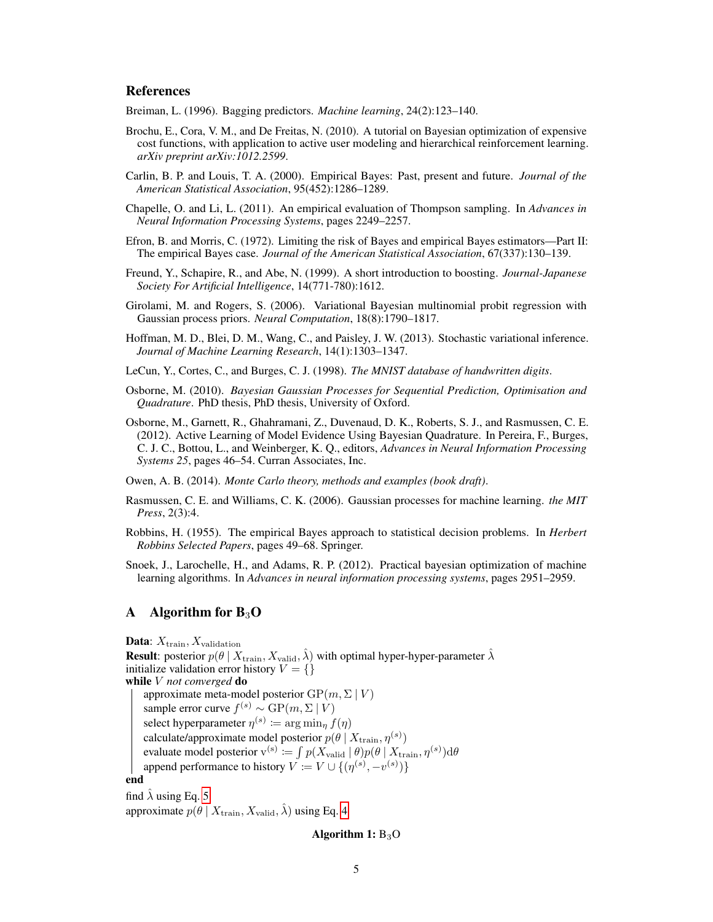## References

Breiman, L. (1996). Bagging predictors. *Machine learning*, 24(2):123–140.

Brochu, E., Cora, V. M., and De Freitas, N. (2010). A tutorial on Bayesian optimization of expensive cost functions, with application to active user modeling and hierarchical reinforcement learning. *arXiv preprint arXiv:1012.2599*.

Carlin, B. P. and Louis, T. A. (2000). Empirical Bayes: Past, present and future. *Journal of the American Statistical Association*, 95(452):1286–1289.

Chapelle, O. and Li, L. (2011). An empirical evaluation of Thompson sampling. In *Advances in Neural Information Processing Systems*, pages 2249–2257.

Efron, B. and Morris, C. (1972). Limiting the risk of Bayes and empirical Bayes estimators—Part II: The empirical Bayes case. *Journal of the American Statistical Association*, 67(337):130–139.

Freund, Y., Schapire, R., and Abe, N. (1999). A short introduction to boosting. *Journal-Japanese Society For Artificial Intelligence*, 14(771-780):1612.

Girolami, M. and Rogers, S. (2006). Variational Bayesian multinomial probit regression with Gaussian process priors. *Neural Computation*, 18(8):1790–1817.

Hoffman, M. D., Blei, D. M., Wang, C., and Paisley, J. W. (2013). Stochastic variational inference. *Journal of Machine Learning Research*, 14(1):1303–1347.

LeCun, Y., Cortes, C., and Burges, C. J. (1998). *The MNIST database of handwritten digits*.

Osborne, M. (2010). *Bayesian Gaussian Processes for Sequential Prediction, Optimisation and Quadrature*. PhD thesis, PhD thesis, University of Oxford.

Osborne, M., Garnett, R., Ghahramani, Z., Duvenaud, D. K., Roberts, S. J., and Rasmussen, C. E. (2012). Active Learning of Model Evidence Using Bayesian Quadrature. In Pereira, F., Burges, C. J. C., Bottou, L., and Weinberger, K. Q., editors, *Advances in Neural Information Processing Systems 25*, pages 46–54. Curran Associates, Inc.

Owen, A. B. (2014). *Monte Carlo theory, methods and examples (book draft)*.

Rasmussen, C. E. and Williams, C. K. (2006). Gaussian processes for machine learning. *the MIT Press*, 2(3):4.

Robbins, H. (1955). The empirical Bayes approach to statistical decision problems. In *Herbert Robbins Selected Papers*, pages 49–68. Springer.

Snoek, J., Larochelle, H., and Adams, R. P. (2012). Practical bayesian optimization of machine learning algorithms. In *Advances in neural information processing systems*, pages 2951–2959.

## A Algorithm for $B_3O$

**Data**: $X_{\text{train}}, X_{\text{validation}}$
**Result**: posterior $p(\theta \mid X_{\text{train}}, X_{\text{valid}}, \hat{\lambda})$ with optimal hyper-hyper-parameter $\hat{\lambda}$
initialize validation error history $V = \{\}$
**while** $V$ *not converged* **do**

- approximate meta-model posterior $\text{GP}(m, \Sigma \mid V)$
- sample error curve $f^{(s)} \sim \text{GP}(m, \Sigma \mid V)$
- select hyperparameter $\eta^{(s)} := \arg\min_{\eta} f(\eta)$
- calculate/approximate model posterior $p(\theta \mid X_{\text{train}}, \eta^{(s)})$
- evaluate model posterior $v^{(s)} := \int p(X_{\text{valid}} \mid \theta) p(\theta \mid X_{\text{train}}, \eta^{(s)}) \mathrm{d}\theta$
- append performance to history $V := V \cup \{(\eta^{(s)}, -v^{(s)})\}$

**end**
find $\hat{\lambda}$ using Eq. 5
approximate $p(\theta \mid X_{\text{train}}, X_{\text{valid}}, \hat{\lambda})$ using Eq. 4

**Algorithm 1:** $B_3O$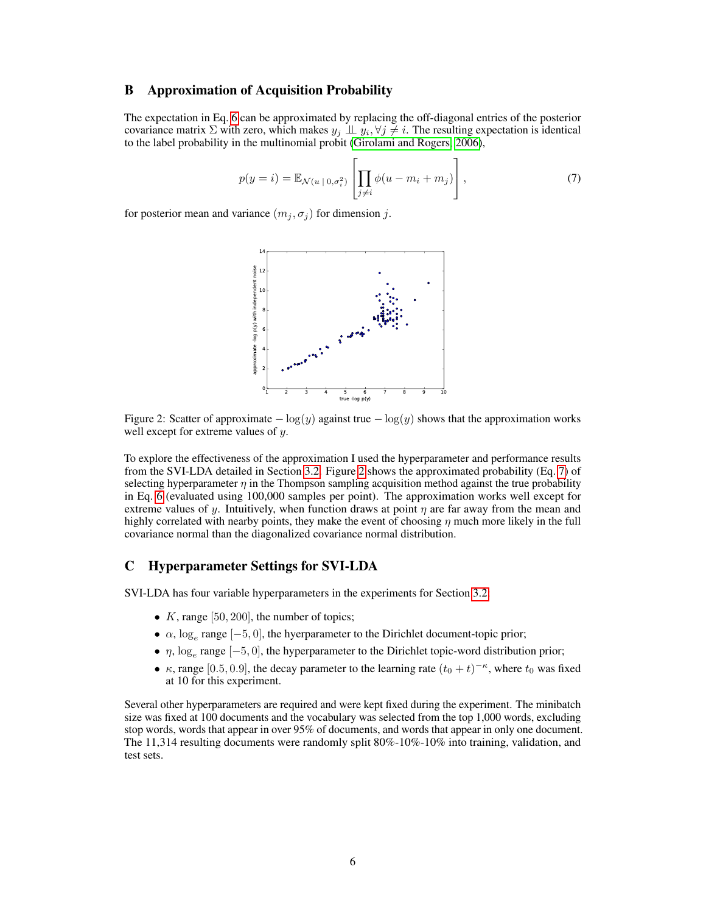## B Approximation of Acquisition Probability

The expectation in Eq. 6 can be approximated by replacing the off-diagonal entries of the posterior covariance matrix $\Sigma$ with zero, which makes $y_j \perp\!\!\!\perp y_i, \forall j \neq i$. The resulting expectation is identical to the label probability in the multinomial probit (Girolami and Rogers, 2006),

$$p(y = i) = \mathbb{E}_{\mathcal{N}(u \mid 0, \sigma_i^2)} \left[ \prod_{j \neq i} \phi(u - m_i + m_j) \right], \tag{7}$$

for posterior mean and variance $(m_j, \sigma_j)$ for dimension $j$.

14
12
10
8
6
4
2
0
1
2
3
4
5
6
7
8
9
10
true -log p(y)
approximate -log p(y) with independent noise

Figure 2: Scatter of approximate $-\log(y)$ against true $-\log(y)$ shows that the approximation works well except for extreme values of $y$.

To explore the effectiveness of the approximation I used the hyperparameter and performance results from the SVI-LDA detailed in Section 3.2. Figure 2 shows the approximated probability (Eq. 7) of selecting hyperparameter $\eta$ in the Thompson sampling acquisition method against the true probability in Eq. 6 (evaluated using 100,000 samples per point). The approximation works well except for extreme values of $y$. Intuitively, when function draws at point $\eta$ are far away from the mean and highly correlated with nearby points, they make the event of choosing $\eta$ much more likely in the full covariance normal than the diagonalized covariance normal distribution.

## C Hyperparameter Settings for SVI-LDA

SVI-LDA has four variable hyperparameters in the experiments for Section 3.2

- $K$, range $[50, 200]$, the number of topics;
- $\alpha$, $\log_e$ range $[-5, 0]$, the hyerparameter to the Dirichlet document-topic prior;
- $\eta$, $\log_e$ range $[-5, 0]$, the hyperparameter to the Dirichlet topic-word distribution prior;
- $\kappa$, range $[0.5, 0.9]$, the decay parameter to the learning rate $(t_0 + t)^{-\kappa}$, where $t_0$ was fixed at 10 for this experiment.

Several other hyperparameters are required and were kept fixed during the experiment. The minibatch size was fixed at 100 documents and the vocabulary was selected from the top 1,000 words, excluding stop words, words that appear in over 95% of documents, and words that appear in only one document. The 11,314 resulting documents were randomly split 80%-10%-10% into training, validation, and test sets.